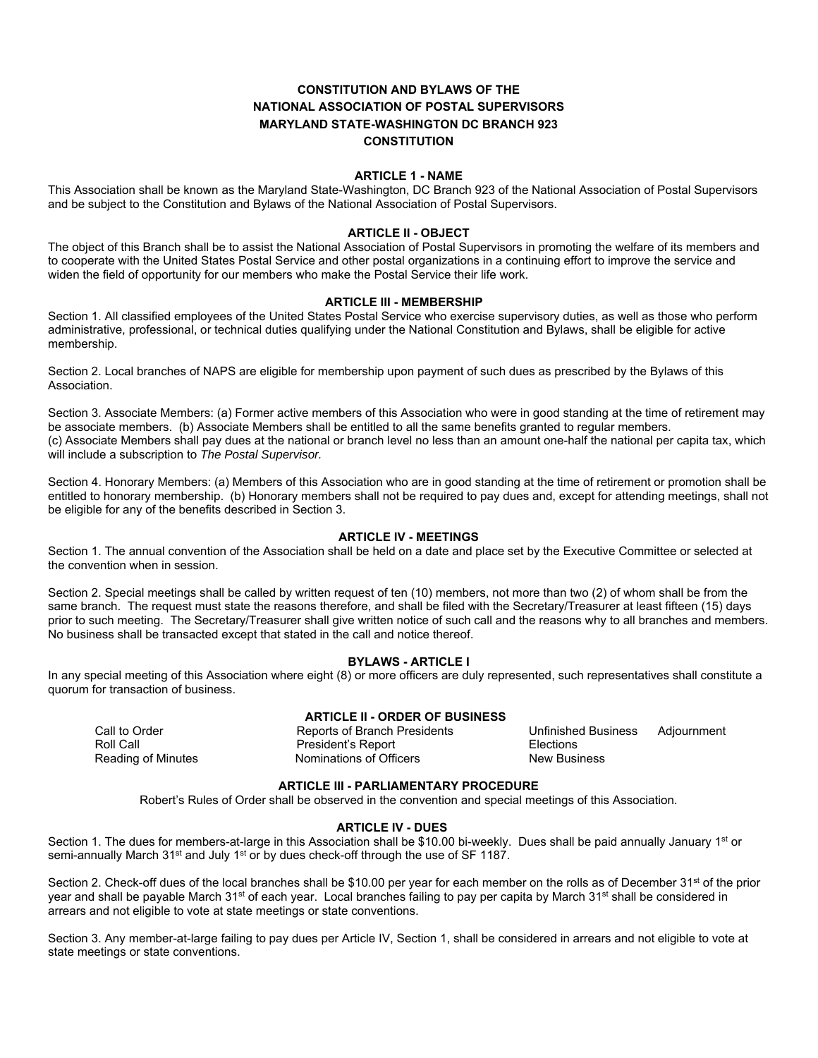# CONSTITUTION AND BYLAWS OF THE NATIONAL ASSOCIATION OF POSTAL SUPERVISORS MARYLAND STATE-WASHINGTON DC BRANCH 923

## CONSTITUTION

### ARTICLE 1 - NAME

This Association shall be known as the Maryland State-Washington, DC Branch 923 of the National Association of Postal Supervisors and be subject to the Constitution and Bylaws of the National Association of Postal Supervisors.

### ARTICLE II - OBJECT

The object of this Branch shall be to assist the National Association of Postal Supervisors in promoting the welfare of its members and to cooperate with the United States Postal Service and other postal organizations in a continuing effort to improve the service and widen the field of opportunity for our members who make the Postal Service their life work.

### ARTICLE III - MEMBERSHIP

Section 1. All classified employees of the United States Postal Service who exercise supervisory duties, as well as those who perform administrative, professional, or technical duties qualifying under the National Constitution and Bylaws, shall be eligible for active membership.

Section 2. Local branches of NAPS are eligible for membership upon payment of such dues as prescribed by the Bylaws of this Association.

Section 3. Associate Members: (a) Former active members of this Association who were in good standing at the time of retirement may be associate members. (b) Associate Members shall be entitled to all the same benefits granted to regular members. (c) Associate Members shall pay dues at the national or branch level no less than an amount one-half the national per capita tax, which will include a subscription to *The Postal Supervisor.*

Section 4. Honorary Members: (a) Members of this Association who are in good standing at the time of retirement or promotion shall be entitled to honorary membership. (b) Honorary members shall not be required to pay dues and, except for attending meetings, shall not be eligible for any of the benefits described in Section 3.

### ARTICLE IV - MEETINGS

Section 1. The annual convention of the Association shall be held on a date and place set by the Executive Committee or selected at the convention when in session.

Section 2. Special meetings shall be called by written request of ten (10) members, not more than two (2) of whom shall be from the same branch. The request must state the reasons therefore, and shall be filed with the Secretary/Treasurer at least fifteen (15) days prior to such meeting. The Secretary/Treasurer shall give written notice of such call and the reasons why to all branches and members. No business shall be transacted except that stated in the call and notice thereof.

## BYLAWS - ARTICLE I

In any special meeting of this Association where eight (8) or more officers are duly represented, such representatives shall constitute a quorum for transaction of business.

### ARTICLE II - ORDER OF BUSINESS

- Call to Order
- Roll Call
- Reading of Minutes
- Reports of Branch Presidents
- President's Report
- Nominations of Officers
- Unfinished Business
- Elections
- New Business
- Adjournment

### ARTICLE III - PARLIAMENTARY PROCEDURE

Robert's Rules of Order shall be observed in the convention and special meetings of this Association.

### ARTICLE IV - DUES

Section 1. The dues for members-at-large in this Association shall be $10.00 bi-weekly. Dues shall be paid annually January 1st or semi-annually March 31st and July 1st or by dues check-off through the use of SF 1187.

Section 2. Check-off dues of the local branches shall be $10.00 per year for each member on the rolls as of December 31st of the prior year and shall be payable March 31st of each year. Local branches failing to pay per capita by March 31st shall be considered in arrears and not eligible to vote at state meetings or state conventions.

Section 3. Any member-at-large failing to pay dues per Article IV, Section 1, shall be considered in arrears and not eligible to vote at state meetings or state conventions.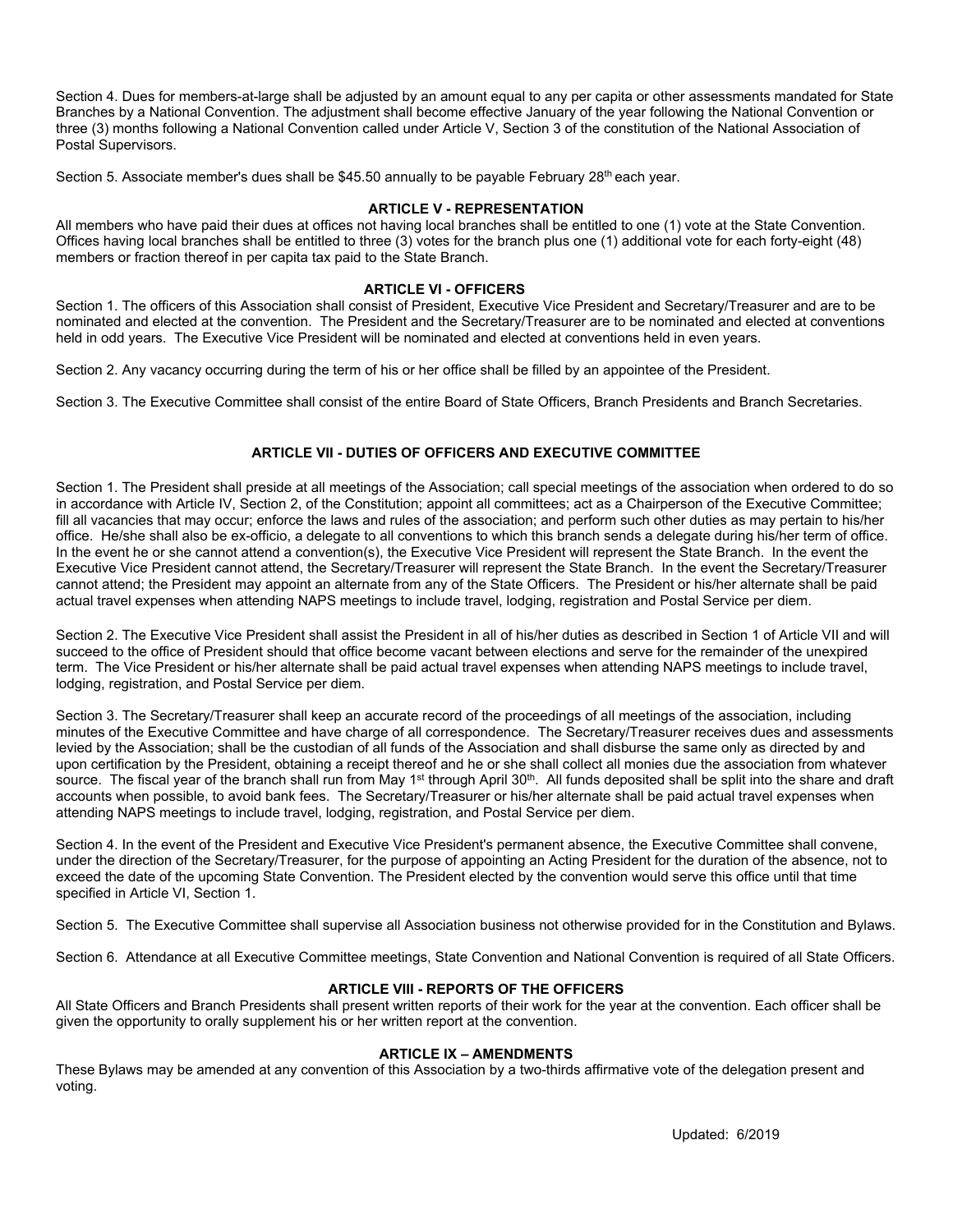Section 4. Dues for members-at-large shall be adjusted by an amount equal to any per capita or other assessments mandated for State Branches by a National Convention. The adjustment shall become effective January of the year following the National Convention or three (3) months following a National Convention called under Article V, Section 3 of the constitution of the National Association of Postal Supervisors.

Section 5. Associate member's dues shall be $45.50 annually to be payable February 28th each year.

## ARTICLE V - REPRESENTATION

All members who have paid their dues at offices not having local branches shall be entitled to one (1) vote at the State Convention. Offices having local branches shall be entitled to three (3) votes for the branch plus one (1) additional vote for each forty-eight (48) members or fraction thereof in per capita tax paid to the State Branch.

## ARTICLE VI - OFFICERS

Section 1. The officers of this Association shall consist of President, Executive Vice President and Secretary/Treasurer and are to be nominated and elected at the convention. The President and the Secretary/Treasurer are to be nominated and elected at conventions held in odd years. The Executive Vice President will be nominated and elected at conventions held in even years.

Section 2. Any vacancy occurring during the term of his or her office shall be filled by an appointee of the President.

Section 3. The Executive Committee shall consist of the entire Board of State Officers, Branch Presidents and Branch Secretaries.

## ARTICLE VII - DUTIES OF OFFICERS AND EXECUTIVE COMMITTEE

Section 1. The President shall preside at all meetings of the Association; call special meetings of the association when ordered to do so in accordance with Article IV, Section 2, of the Constitution; appoint all committees; act as a Chairperson of the Executive Committee; fill all vacancies that may occur; enforce the laws and rules of the association; and perform such other duties as may pertain to his/her office. He/she shall also be ex-officio, a delegate to all conventions to which this branch sends a delegate during his/her term of office. In the event he or she cannot attend a convention(s), the Executive Vice President will represent the State Branch. In the event the Executive Vice President cannot attend, the Secretary/Treasurer will represent the State Branch. In the event the Secretary/Treasurer cannot attend; the President may appoint an alternate from any of the State Officers. The President or his/her alternate shall be paid actual travel expenses when attending NAPS meetings to include travel, lodging, registration and Postal Service per diem.

Section 2. The Executive Vice President shall assist the President in all of his/her duties as described in Section 1 of Article VII and will succeed to the office of President should that office become vacant between elections and serve for the remainder of the unexpired term. The Vice President or his/her alternate shall be paid actual travel expenses when attending NAPS meetings to include travel, lodging, registration, and Postal Service per diem.

Section 3. The Secretary/Treasurer shall keep an accurate record of the proceedings of all meetings of the association, including minutes of the Executive Committee and have charge of all correspondence. The Secretary/Treasurer receives dues and assessments levied by the Association; shall be the custodian of all funds of the Association and shall disburse the same only as directed by and upon certification by the President, obtaining a receipt thereof and he or she shall collect all monies due the association from whatever source. The fiscal year of the branch shall run from May 1st through April 30th. All funds deposited shall be split into the share and draft accounts when possible, to avoid bank fees. The Secretary/Treasurer or his/her alternate shall be paid actual travel expenses when attending NAPS meetings to include travel, lodging, registration, and Postal Service per diem.

Section 4. In the event of the President and Executive Vice President's permanent absence, the Executive Committee shall convene, under the direction of the Secretary/Treasurer, for the purpose of appointing an Acting President for the duration of the absence, not to exceed the date of the upcoming State Convention. The President elected by the convention would serve this office until that time specified in Article VI, Section 1.

Section 5. The Executive Committee shall supervise all Association business not otherwise provided for in the Constitution and Bylaws.

Section 6. Attendance at all Executive Committee meetings, State Convention and National Convention is required of all State Officers.

## ARTICLE VIII - REPORTS OF THE OFFICERS

All State Officers and Branch Presidents shall present written reports of their work for the year at the convention. Each officer shall be given the opportunity to orally supplement his or her written report at the convention.

## ARTICLE IX – AMENDMENTS

These Bylaws may be amended at any convention of this Association by a two-thirds affirmative vote of the delegation present and voting.

Updated: 6/2019